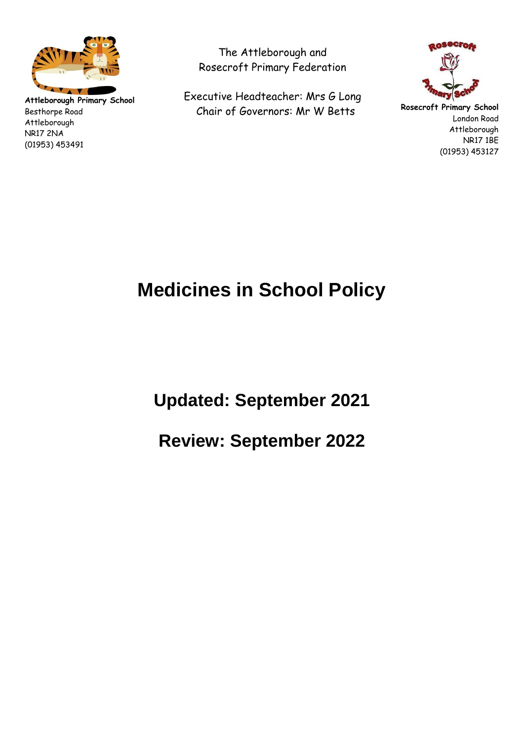**Attleborough Primary School**
Besthorpe Road
Attleborough
NR17 2NA
(01953) 453491

The Attleborough and
Rosecroft Primary Federation

Executive Headteacher: Mrs G Long
Chair of Governors: Mr W Betts

**Rosecroft Primary School**
London Road
Attleborough
NR17 1BE
(01953) 453127

# Medicines in School Policy

## Updated: September 2021

## Review: September 2022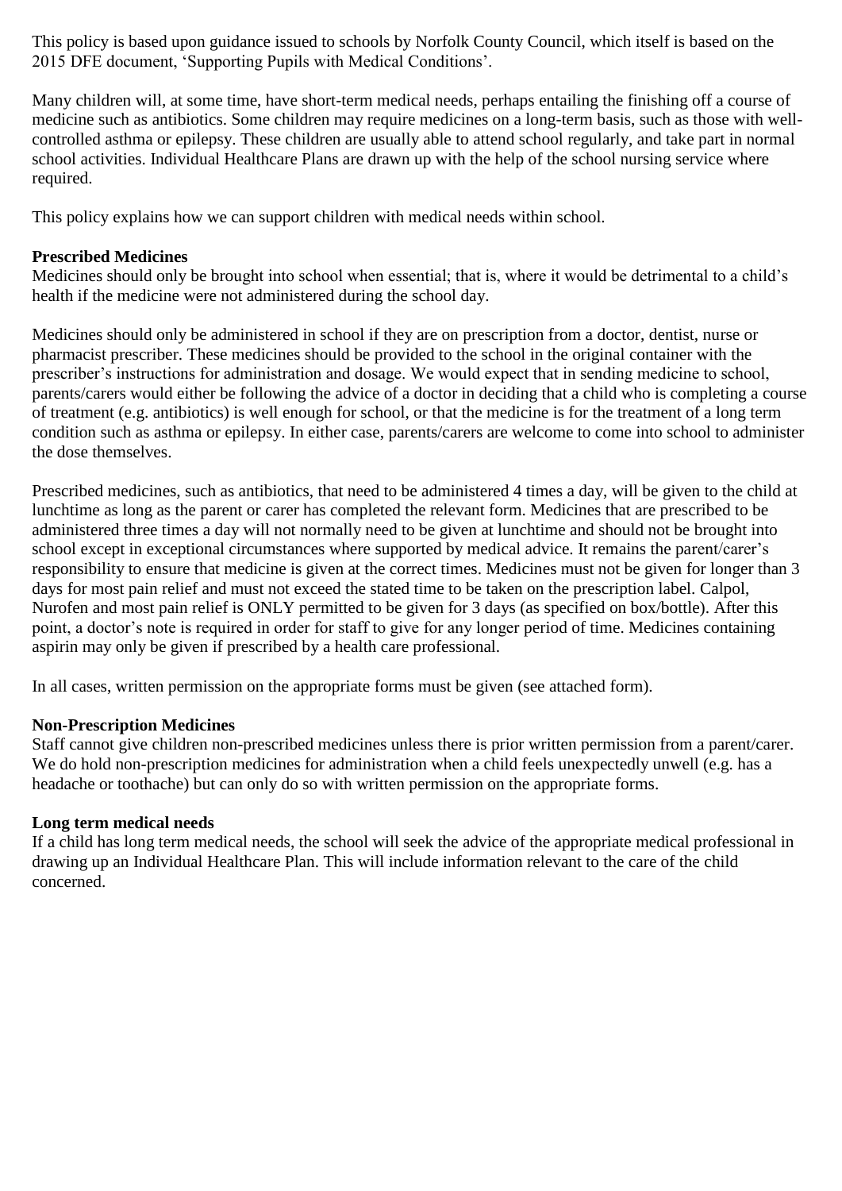This policy is based upon guidance issued to schools by Norfolk County Council, which itself is based on the 2015 DFE document, 'Supporting Pupils with Medical Conditions'.

Many children will, at some time, have short-term medical needs, perhaps entailing the finishing off a course of medicine such as antibiotics. Some children may require medicines on a long-term basis, such as those with well-controlled asthma or epilepsy. These children are usually able to attend school regularly, and take part in normal school activities. Individual Healthcare Plans are drawn up with the help of the school nursing service where required.

This policy explains how we can support children with medical needs within school.

**Prescribed Medicines**

Medicines should only be brought into school when essential; that is, where it would be detrimental to a child's health if the medicine were not administered during the school day.

Medicines should only be administered in school if they are on prescription from a doctor, dentist, nurse or pharmacist prescriber. These medicines should be provided to the school in the original container with the prescriber's instructions for administration and dosage. We would expect that in sending medicine to school, parents/carers would either be following the advice of a doctor in deciding that a child who is completing a course of treatment (e.g. antibiotics) is well enough for school, or that the medicine is for the treatment of a long term condition such as asthma or epilepsy. In either case, parents/carers are welcome to come into school to administer the dose themselves.

Prescribed medicines, such as antibiotics, that need to be administered 4 times a day, will be given to the child at lunchtime as long as the parent or carer has completed the relevant form. Medicines that are prescribed to be administered three times a day will not normally need to be given at lunchtime and should not be brought into school except in exceptional circumstances where supported by medical advice. It remains the parent/carer's responsibility to ensure that medicine is given at the correct times. Medicines must not be given for longer than 3 days for most pain relief and must not exceed the stated time to be taken on the prescription label. Calpol, Nurofen and most pain relief is ONLY permitted to be given for 3 days (as specified on box/bottle). After this point, a doctor's note is required in order for staff to give for any longer period of time. Medicines containing aspirin may only be given if prescribed by a health care professional.

In all cases, written permission on the appropriate forms must be given (see attached form).

**Non-Prescription Medicines**

Staff cannot give children non-prescribed medicines unless there is prior written permission from a parent/carer. We do hold non-prescription medicines for administration when a child feels unexpectedly unwell (e.g. has a headache or toothache) but can only do so with written permission on the appropriate forms.

**Long term medical needs**

If a child has long term medical needs, the school will seek the advice of the appropriate medical professional in drawing up an Individual Healthcare Plan. This will include information relevant to the care of the child concerned.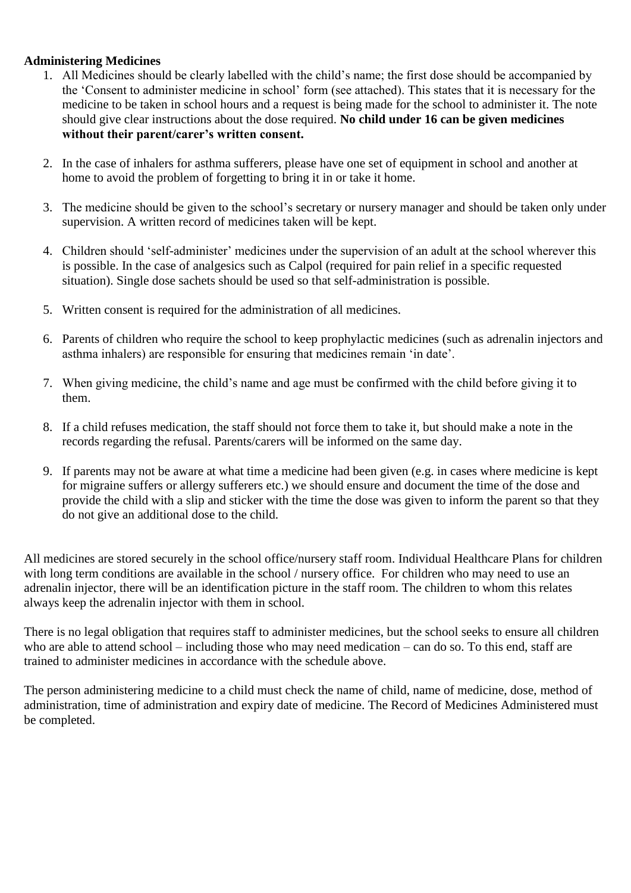**Administering Medicines**

1. All Medicines should be clearly labelled with the child's name; the first dose should be accompanied by the 'Consent to administer medicine in school' form (see attached). This states that it is necessary for the medicine to be taken in school hours and a request is being made for the school to administer it. The note should give clear instructions about the dose required. **No child under 16 can be given medicines without their parent/carer's written consent.**

2. In the case of inhalers for asthma sufferers, please have one set of equipment in school and another at home to avoid the problem of forgetting to bring it in or take it home.

3. The medicine should be given to the school's secretary or nursery manager and should be taken only under supervision. A written record of medicines taken will be kept.

4. Children should 'self-administer' medicines under the supervision of an adult at the school wherever this is possible. In the case of analgesics such as Calpol (required for pain relief in a specific requested situation). Single dose sachets should be used so that self-administration is possible.

5. Written consent is required for the administration of all medicines.

6. Parents of children who require the school to keep prophylactic medicines (such as adrenalin injectors and asthma inhalers) are responsible for ensuring that medicines remain 'in date'.

7. When giving medicine, the child's name and age must be confirmed with the child before giving it to them.

8. If a child refuses medication, the staff should not force them to take it, but should make a note in the records regarding the refusal. Parents/carers will be informed on the same day.

9. If parents may not be aware at what time a medicine had been given (e.g. in cases where medicine is kept for migraine suffers or allergy sufferers etc.) we should ensure and document the time of the dose and provide the child with a slip and sticker with the time the dose was given to inform the parent so that they do not give an additional dose to the child.

All medicines are stored securely in the school office/nursery staff room. Individual Healthcare Plans for children with long term conditions are available in the school / nursery office. For children who may need to use an adrenalin injector, there will be an identification picture in the staff room. The children to whom this relates always keep the adrenalin injector with them in school.

There is no legal obligation that requires staff to administer medicines, but the school seeks to ensure all children who are able to attend school – including those who may need medication – can do so. To this end, staff are trained to administer medicines in accordance with the schedule above.

The person administering medicine to a child must check the name of child, name of medicine, dose, method of administration, time of administration and expiry date of medicine. The Record of Medicines Administered must be completed.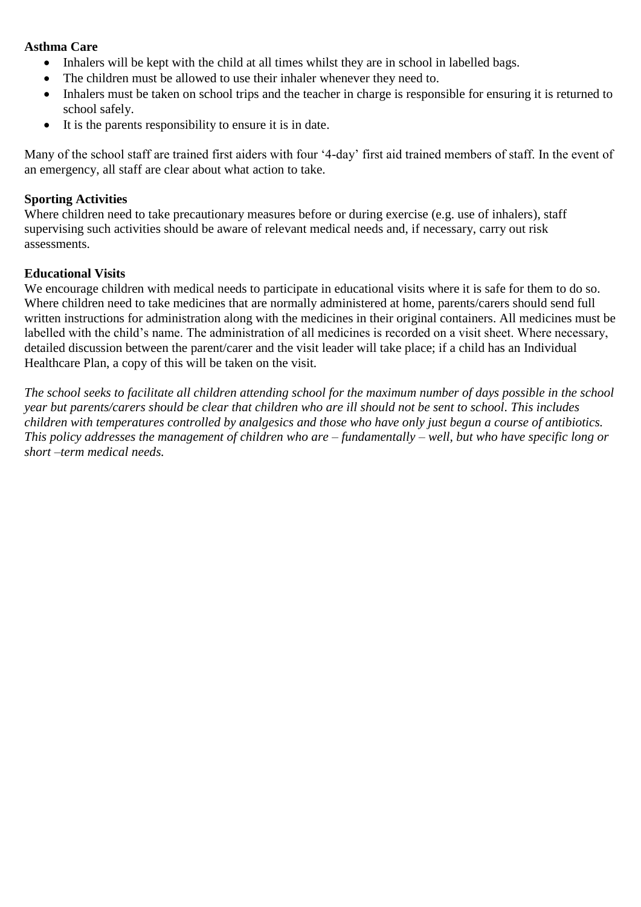**Asthma Care**

- Inhalers will be kept with the child at all times whilst they are in school in labelled bags.
- The children must be allowed to use their inhaler whenever they need to.
- Inhalers must be taken on school trips and the teacher in charge is responsible for ensuring it is returned to school safely.
- It is the parents responsibility to ensure it is in date.

Many of the school staff are trained first aiders with four '4-day' first aid trained members of staff. In the event of an emergency, all staff are clear about what action to take.

**Sporting Activities**

Where children need to take precautionary measures before or during exercise (e.g. use of inhalers), staff supervising such activities should be aware of relevant medical needs and, if necessary, carry out risk assessments.

**Educational Visits**

We encourage children with medical needs to participate in educational visits where it is safe for them to do so. Where children need to take medicines that are normally administered at home, parents/carers should send full written instructions for administration along with the medicines in their original containers. All medicines must be labelled with the child's name. The administration of all medicines is recorded on a visit sheet. Where necessary, detailed discussion between the parent/carer and the visit leader will take place; if a child has an Individual Healthcare Plan, a copy of this will be taken on the visit.

*The school seeks to facilitate all children attending school for the maximum number of days possible in the school year but parents/carers should be clear that children who are ill should not be sent to school. This includes children with temperatures controlled by analgesics and those who have only just begun a course of antibiotics. This policy addresses the management of children who are – fundamentally – well, but who have specific long or short –term medical needs.*